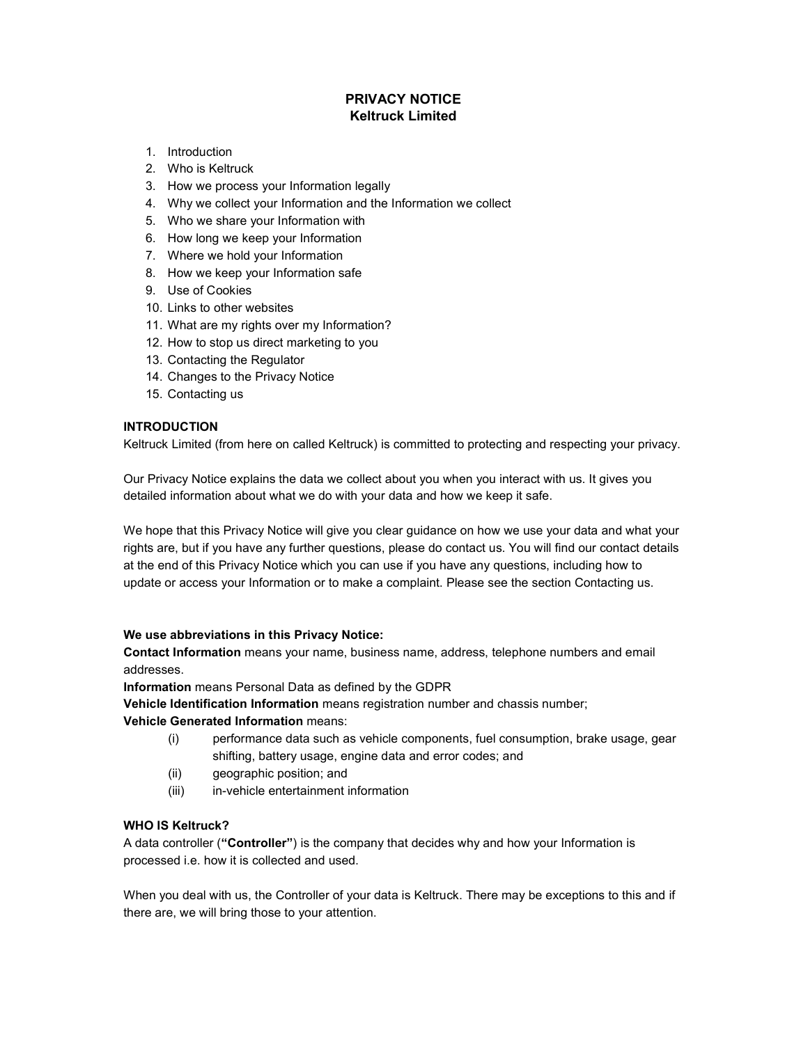# PRIVACY NOTICE
## Keltruck Limited

1. Introduction
2. Who is Keltruck
3. How we process your Information legally
4. Why we collect your Information and the Information we collect
5. Who we share your Information with
6. How long we keep your Information
7. Where we hold your Information
8. How we keep your Information safe
9. Use of Cookies
10. Links to other websites
11. What are my rights over my Information?
12. How to stop us direct marketing to you
13. Contacting the Regulator
14. Changes to the Privacy Notice
15. Contacting us

### INTRODUCTION

Keltruck Limited (from here on called Keltruck) is committed to protecting and respecting your privacy.

Our Privacy Notice explains the data we collect about you when you interact with us. It gives you detailed information about what we do with your data and how we keep it safe.

We hope that this Privacy Notice will give you clear guidance on how we use your data and what your rights are, but if you have any further questions, please do contact us. You will find our contact details at the end of this Privacy Notice which you can use if you have any questions, including how to update or access your Information or to make a complaint. Please see the section Contacting us.

**We use abbreviations in this Privacy Notice:**

**Contact Information** means your name, business name, address, telephone numbers and email addresses.

**Information** means Personal Data as defined by the GDPR

**Vehicle Identification Information** means registration number and chassis number;

**Vehicle Generated Information** means:

(i) performance data such as vehicle components, fuel consumption, brake usage, gear shifting, battery usage, engine data and error codes; and

(ii) geographic position; and

(iii) in-vehicle entertainment information

### WHO IS Keltruck?

A data controller (**"Controller"**) is the company that decides why and how your Information is processed i.e. how it is collected and used.

When you deal with us, the Controller of your data is Keltruck. There may be exceptions to this and if there are, we will bring those to your attention.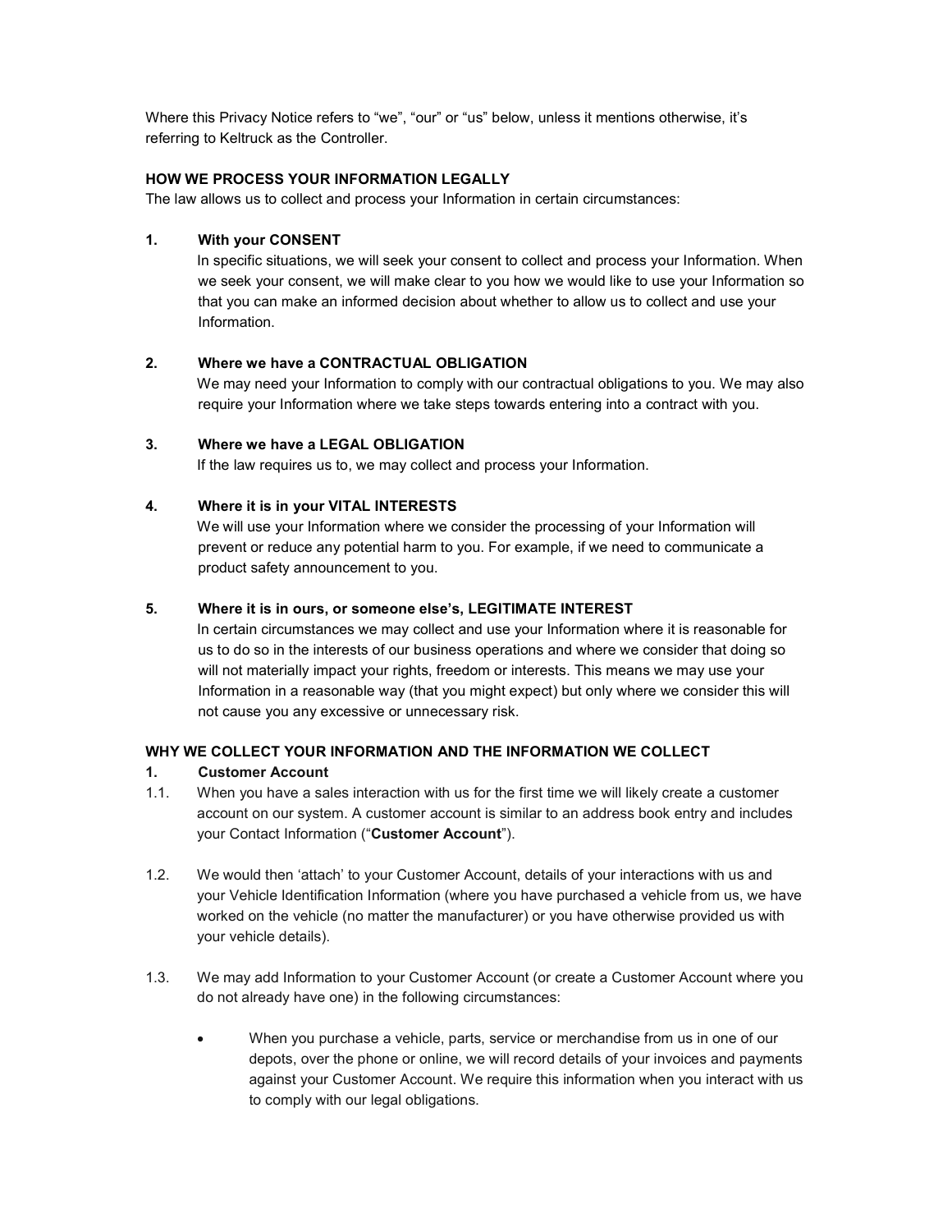Where this Privacy Notice refers to "we", "our" or "us" below, unless it mentions otherwise, it's referring to Keltruck as the Controller.

**HOW WE PROCESS YOUR INFORMATION LEGALLY**

The law allows us to collect and process your Information in certain circumstances:

**1. With your CONSENT**

In specific situations, we will seek your consent to collect and process your Information. When we seek your consent, we will make clear to you how we would like to use your Information so that you can make an informed decision about whether to allow us to collect and use your Information.

**2. Where we have a CONTRACTUAL OBLIGATION**

We may need your Information to comply with our contractual obligations to you. We may also require your Information where we take steps towards entering into a contract with you.

**3. Where we have a LEGAL OBLIGATION**

If the law requires us to, we may collect and process your Information.

**4. Where it is in your VITAL INTERESTS**

We will use your Information where we consider the processing of your Information will prevent or reduce any potential harm to you. For example, if we need to communicate a product safety announcement to you.

**5. Where it is in ours, or someone else's, LEGITIMATE INTEREST**

In certain circumstances we may collect and use your Information where it is reasonable for us to do so in the interests of our business operations and where we consider that doing so will not materially impact your rights, freedom or interests. This means we may use your Information in a reasonable way (that you might expect) but only where we consider this will not cause you any excessive or unnecessary risk.

**WHY WE COLLECT YOUR INFORMATION AND THE INFORMATION WE COLLECT**

**1. Customer Account**

1.1. When you have a sales interaction with us for the first time we will likely create a customer account on our system. A customer account is similar to an address book entry and includes your Contact Information ("**Customer Account**").

1.2. We would then 'attach' to your Customer Account, details of your interactions with us and your Vehicle Identification Information (where you have purchased a vehicle from us, we have worked on the vehicle (no matter the manufacturer) or you have otherwise provided us with your vehicle details).

1.3. We may add Information to your Customer Account (or create a Customer Account where you do not already have one) in the following circumstances:

- When you purchase a vehicle, parts, service or merchandise from us in one of our depots, over the phone or online, we will record details of your invoices and payments against your Customer Account. We require this information when you interact with us to comply with our legal obligations.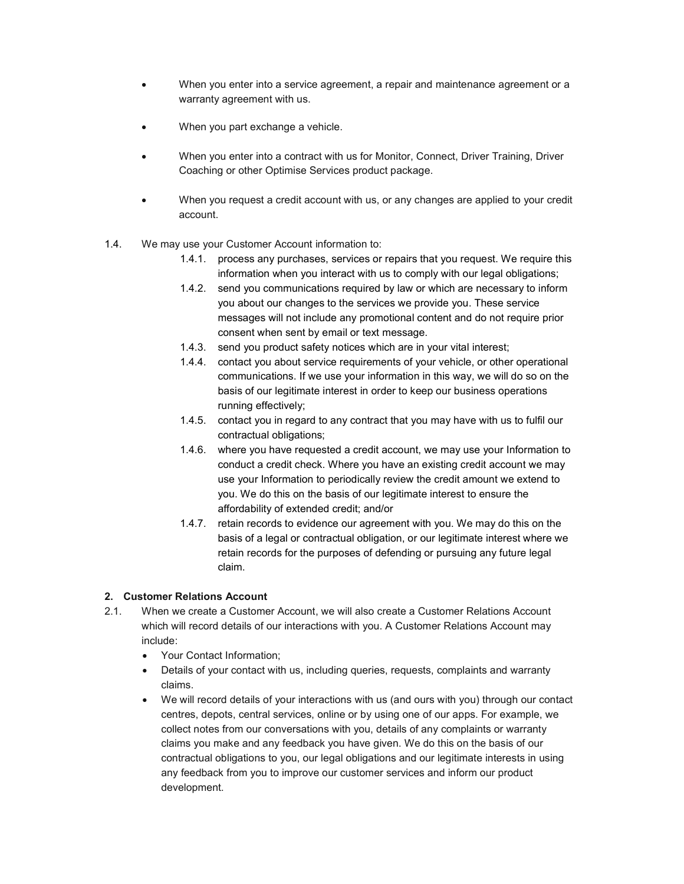- When you enter into a service agreement, a repair and maintenance agreement or a warranty agreement with us.
- When you part exchange a vehicle.
- When you enter into a contract with us for Monitor, Connect, Driver Training, Driver Coaching or other Optimise Services product package.
- When you request a credit account with us, or any changes are applied to your credit account.

1.4. We may use your Customer Account information to:

1.4.1. process any purchases, services or repairs that you request. We require this information when you interact with us to comply with our legal obligations;

1.4.2. send you communications required by law or which are necessary to inform you about our changes to the services we provide you. These service messages will not include any promotional content and do not require prior consent when sent by email or text message.

1.4.3. send you product safety notices which are in your vital interest;

1.4.4. contact you about service requirements of your vehicle, or other operational communications. If we use your information in this way, we will do so on the basis of our legitimate interest in order to keep our business operations running effectively;

1.4.5. contact you in regard to any contract that you may have with us to fulfil our contractual obligations;

1.4.6. where you have requested a credit account, we may use your Information to conduct a credit check. Where you have an existing credit account we may use your Information to periodically review the credit amount we extend to you. We do this on the basis of our legitimate interest to ensure the affordability of extended credit; and/or

1.4.7. retain records to evidence our agreement with you. We may do this on the basis of a legal or contractual obligation, or our legitimate interest where we retain records for the purposes of defending or pursuing any future legal claim.

## 2. Customer Relations Account

2.1. When we create a Customer Account, we will also create a Customer Relations Account which will record details of our interactions with you. A Customer Relations Account may include:

- Your Contact Information;
- Details of your contact with us, including queries, requests, complaints and warranty claims.
- We will record details of your interactions with us (and ours with you) through our contact centres, depots, central services, online or by using one of our apps. For example, we collect notes from our conversations with you, details of any complaints or warranty claims you make and any feedback you have given. We do this on the basis of our contractual obligations to you, our legal obligations and our legitimate interests in using any feedback from you to improve our customer services and inform our product development.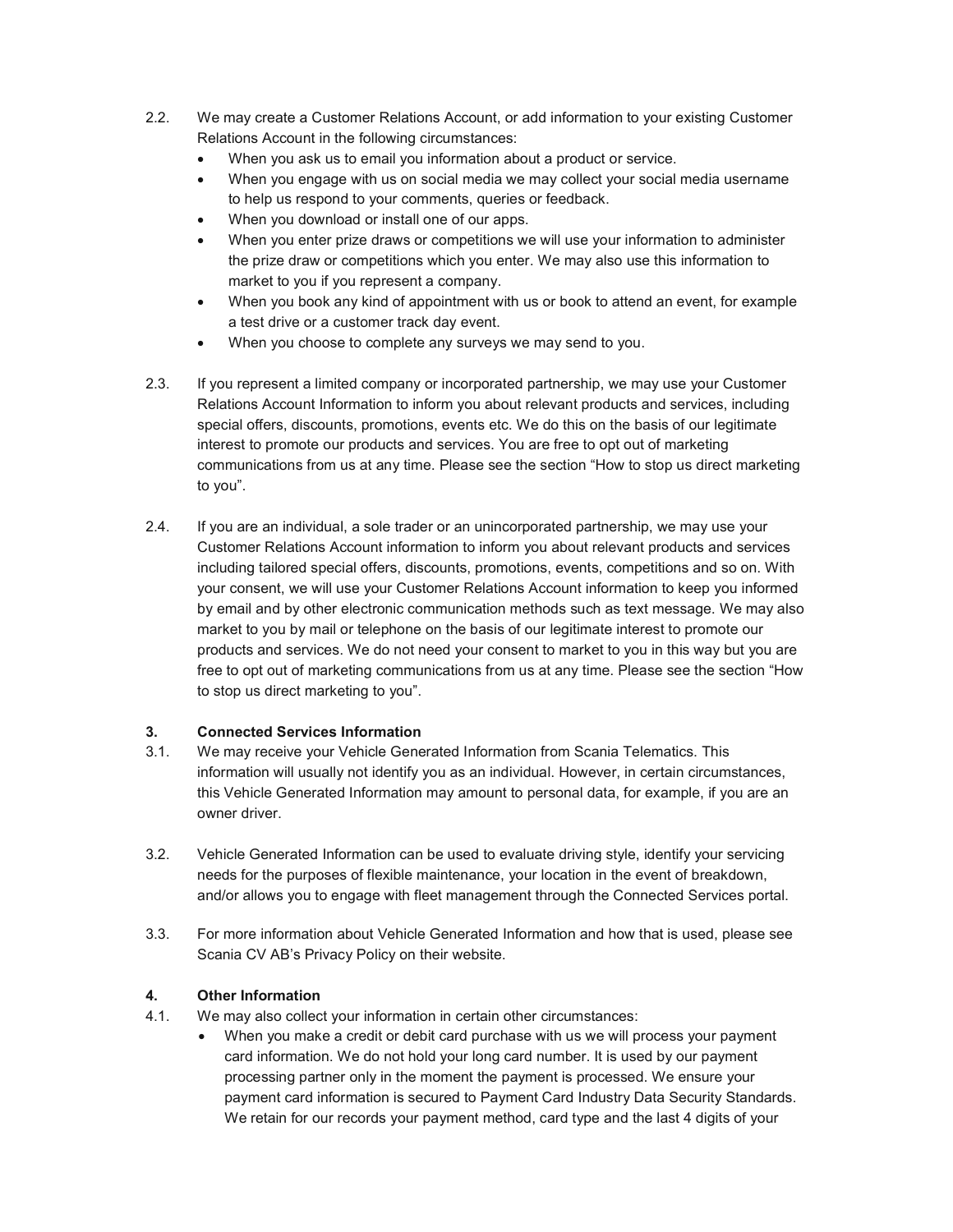2.2. We may create a Customer Relations Account, or add information to your existing Customer Relations Account in the following circumstances:

- When you ask us to email you information about a product or service.
- When you engage with us on social media we may collect your social media username to help us respond to your comments, queries or feedback.
- When you download or install one of our apps.
- When you enter prize draws or competitions we will use your information to administer the prize draw or competitions which you enter. We may also use this information to market to you if you represent a company.
- When you book any kind of appointment with us or book to attend an event, for example a test drive or a customer track day event.
- When you choose to complete any surveys we may send to you.

2.3. If you represent a limited company or incorporated partnership, we may use your Customer Relations Account Information to inform you about relevant products and services, including special offers, discounts, promotions, events etc. We do this on the basis of our legitimate interest to promote our products and services. You are free to opt out of marketing communications from us at any time. Please see the section "How to stop us direct marketing to you".

2.4. If you are an individual, a sole trader or an unincorporated partnership, we may use your Customer Relations Account information to inform you about relevant products and services including tailored special offers, discounts, promotions, events, competitions and so on. With your consent, we will use your Customer Relations Account information to keep you informed by email and by other electronic communication methods such as text message. We may also market to you by mail or telephone on the basis of our legitimate interest to promote our products and services. We do not need your consent to market to you in this way but you are free to opt out of marketing communications from us at any time. Please see the section "How to stop us direct marketing to you".

**3. Connected Services Information**

3.1. We may receive your Vehicle Generated Information from Scania Telematics. This information will usually not identify you as an individual. However, in certain circumstances, this Vehicle Generated Information may amount to personal data, for example, if you are an owner driver.

3.2. Vehicle Generated Information can be used to evaluate driving style, identify your servicing needs for the purposes of flexible maintenance, your location in the event of breakdown, and/or allows you to engage with fleet management through the Connected Services portal.

3.3. For more information about Vehicle Generated Information and how that is used, please see Scania CV AB's Privacy Policy on their website.

**4. Other Information**

4.1. We may also collect your information in certain other circumstances:

- When you make a credit or debit card purchase with us we will process your payment card information. We do not hold your long card number. It is used by our payment processing partner only in the moment the payment is processed. We ensure your payment card information is secured to Payment Card Industry Data Security Standards. We retain for our records your payment method, card type and the last 4 digits of your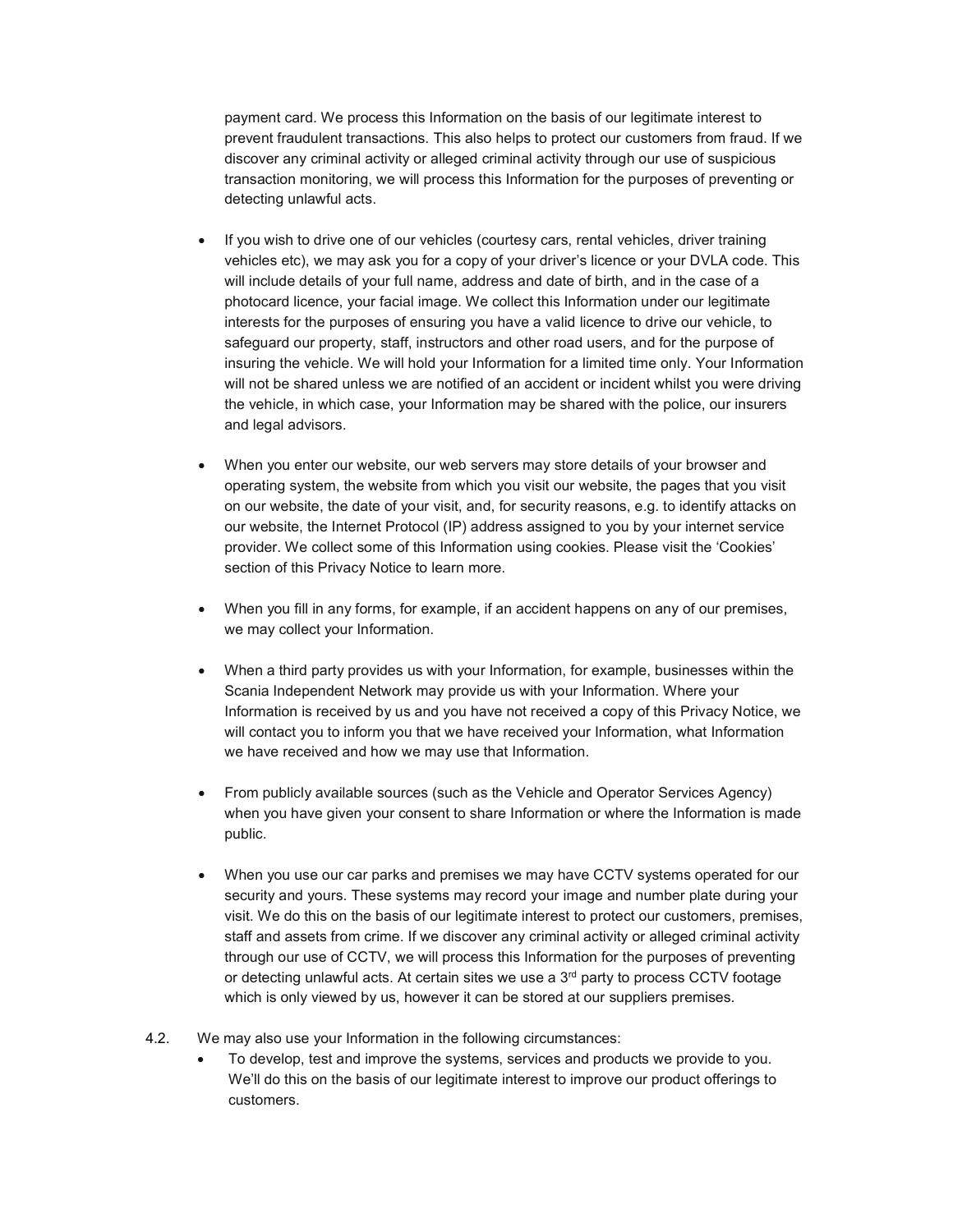payment card. We process this Information on the basis of our legitimate interest to prevent fraudulent transactions. This also helps to protect our customers from fraud. If we discover any criminal activity or alleged criminal activity through our use of suspicious transaction monitoring, we will process this Information for the purposes of preventing or detecting unlawful acts.

- If you wish to drive one of our vehicles (courtesy cars, rental vehicles, driver training vehicles etc), we may ask you for a copy of your driver's licence or your DVLA code. This will include details of your full name, address and date of birth, and in the case of a photocard licence, your facial image. We collect this Information under our legitimate interests for the purposes of ensuring you have a valid licence to drive our vehicle, to safeguard our property, staff, instructors and other road users, and for the purpose of insuring the vehicle. We will hold your Information for a limited time only. Your Information will not be shared unless we are notified of an accident or incident whilst you were driving the vehicle, in which case, your Information may be shared with the police, our insurers and legal advisors.
- When you enter our website, our web servers may store details of your browser and operating system, the website from which you visit our website, the pages that you visit on our website, the date of your visit, and, for security reasons, e.g. to identify attacks on our website, the Internet Protocol (IP) address assigned to you by your internet service provider. We collect some of this Information using cookies. Please visit the 'Cookies' section of this Privacy Notice to learn more.
- When you fill in any forms, for example, if an accident happens on any of our premises, we may collect your Information.
- When a third party provides us with your Information, for example, businesses within the Scania Independent Network may provide us with your Information. Where your Information is received by us and you have not received a copy of this Privacy Notice, we will contact you to inform you that we have received your Information, what Information we have received and how we may use that Information.
- From publicly available sources (such as the Vehicle and Operator Services Agency) when you have given your consent to share Information or where the Information is made public.
- When you use our car parks and premises we may have CCTV systems operated for our security and yours. These systems may record your image and number plate during your visit. We do this on the basis of our legitimate interest to protect our customers, premises, staff and assets from crime. If we discover any criminal activity or alleged criminal activity through our use of CCTV, we will process this Information for the purposes of preventing or detecting unlawful acts. At certain sites we use a 3rd party to process CCTV footage which is only viewed by us, however it can be stored at our suppliers premises.

4.2. We may also use your Information in the following circumstances:

- To develop, test and improve the systems, services and products we provide to you. We'll do this on the basis of our legitimate interest to improve our product offerings to customers.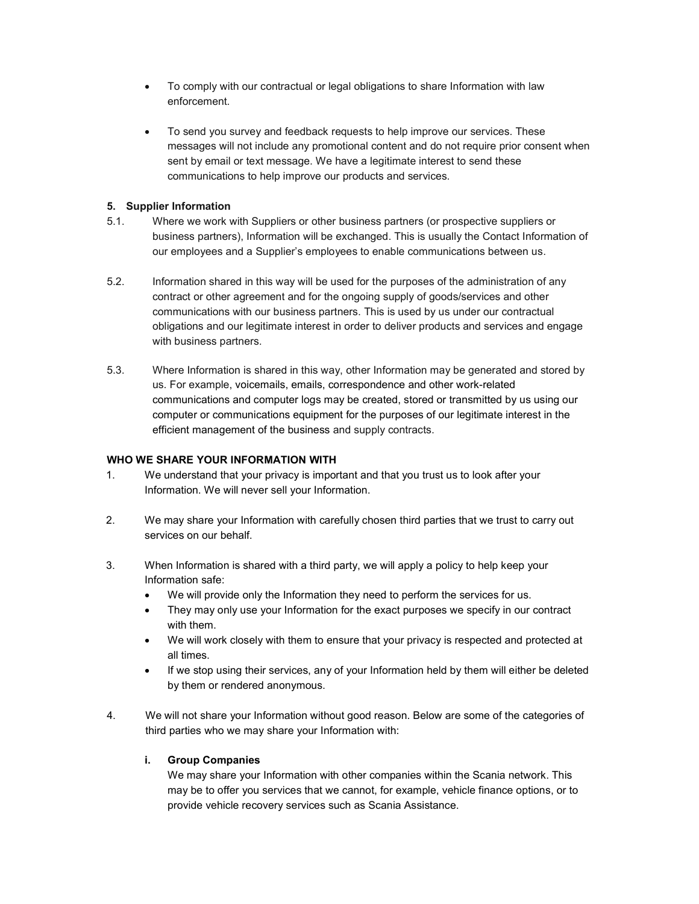- To comply with our contractual or legal obligations to share Information with law enforcement.

- To send you survey and feedback requests to help improve our services. These messages will not include any promotional content and do not require prior consent when sent by email or text message. We have a legitimate interest to send these communications to help improve our products and services.

**5. Supplier Information**

5.1. Where we work with Suppliers or other business partners (or prospective suppliers or business partners), Information will be exchanged. This is usually the Contact Information of our employees and a Supplier's employees to enable communications between us.

5.2. Information shared in this way will be used for the purposes of the administration of any contract or other agreement and for the ongoing supply of goods/services and other communications with our business partners. This is used by us under our contractual obligations and our legitimate interest in order to deliver products and services and engage with business partners.

5.3. Where Information is shared in this way, other Information may be generated and stored by us. For example, voicemails, emails, correspondence and other work-related communications and computer logs may be created, stored or transmitted by us using our computer or communications equipment for the purposes of our legitimate interest in the efficient management of the business and supply contracts.

**WHO WE SHARE YOUR INFORMATION WITH**

1. We understand that your privacy is important and that you trust us to look after your Information. We will never sell your Information.

2. We may share your Information with carefully chosen third parties that we trust to carry out services on our behalf.

3. When Information is shared with a third party, we will apply a policy to help keep your Information safe:
   - We will provide only the Information they need to perform the services for us.
   - They may only use your Information for the exact purposes we specify in our contract with them.
   - We will work closely with them to ensure that your privacy is respected and protected at all times.
   - If we stop using their services, any of your Information held by them will either be deleted by them or rendered anonymous.

4. We will not share your Information without good reason. Below are some of the categories of third parties who we may share your Information with:

   **i. Group Companies**

   We may share your Information with other companies within the Scania network. This may be to offer you services that we cannot, for example, vehicle finance options, or to provide vehicle recovery services such as Scania Assistance.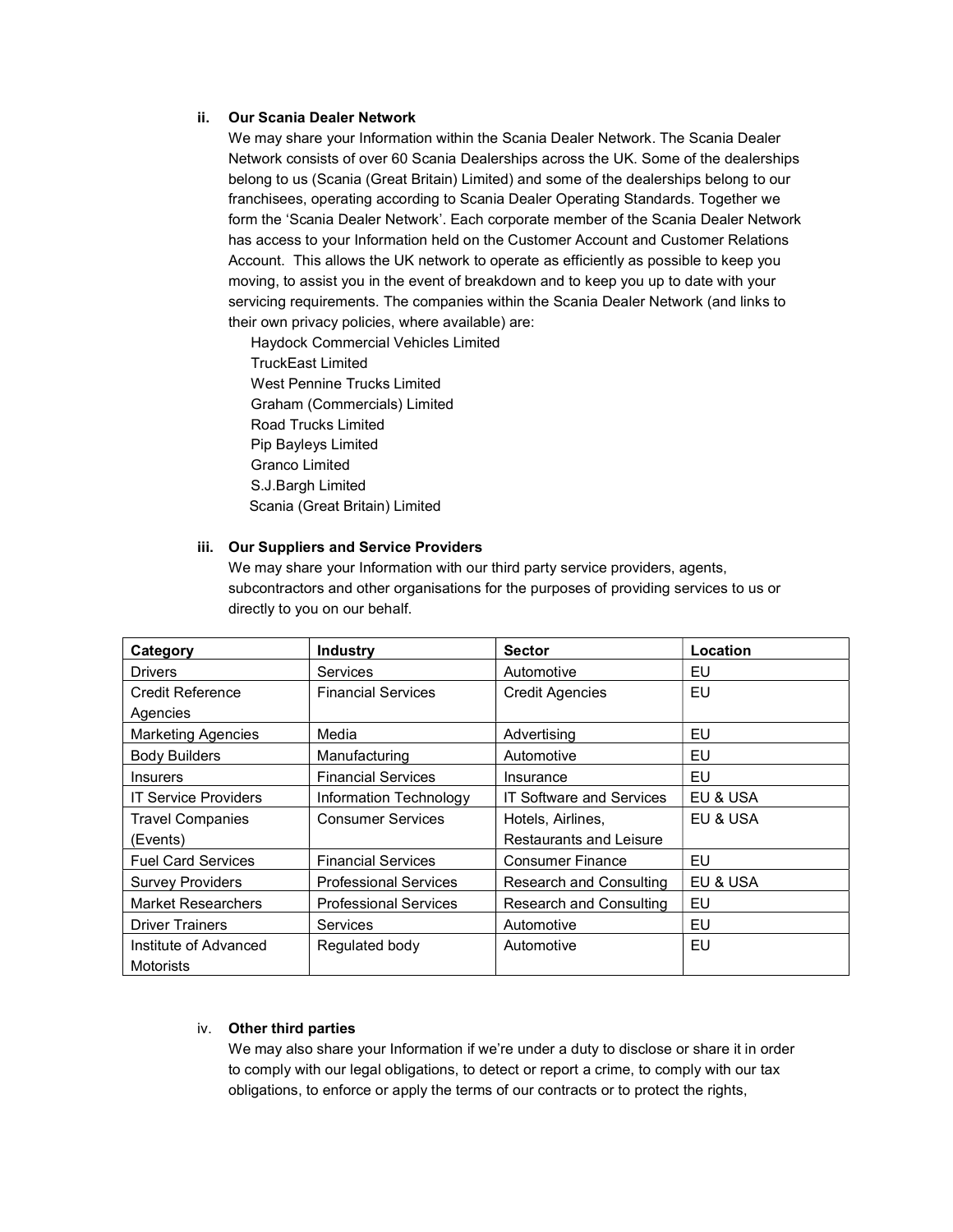ii. **Our Scania Dealer Network**

We may share your Information within the Scania Dealer Network. The Scania Dealer Network consists of over 60 Scania Dealerships across the UK. Some of the dealerships belong to us (Scania (Great Britain) Limited) and some of the dealerships belong to our franchisees, operating according to Scania Dealer Operating Standards. Together we form the 'Scania Dealer Network'. Each corporate member of the Scania Dealer Network has access to your Information held on the Customer Account and Customer Relations Account. This allows the UK network to operate as efficiently as possible to keep you moving, to assist you in the event of breakdown and to keep you up to date with your servicing requirements. The companies within the Scania Dealer Network (and links to their own privacy policies, where available) are:

- Haydock Commercial Vehicles Limited
- TruckEast Limited
- West Pennine Trucks Limited
- Graham (Commercials) Limited
- Road Trucks Limited
- Pip Bayleys Limited
- Granco Limited
- S.J.Bargh Limited
- Scania (Great Britain) Limited

iii. **Our Suppliers and Service Providers**

We may share your Information with our third party service providers, agents, subcontractors and other organisations for the purposes of providing services to us or directly to you on our behalf.

| Category | Industry | Sector | Location |
|---|---|---|---|
| Drivers | Services | Automotive | EU |
| Credit Reference Agencies | Financial Services | Credit Agencies | EU |
| Marketing Agencies | Media | Advertising | EU |
| Body Builders | Manufacturing | Automotive | EU |
| Insurers | Financial Services | Insurance | EU |
| IT Service Providers | Information Technology | IT Software and Services | EU & USA |
| Travel Companies (Events) | Consumer Services | Hotels, Airlines, Restaurants and Leisure | EU & USA |
| Fuel Card Services | Financial Services | Consumer Finance | EU |
| Survey Providers | Professional Services | Research and Consulting | EU & USA |
| Market Researchers | Professional Services | Research and Consulting | EU |
| Driver Trainers | Services | Automotive | EU |
| Institute of Advanced Motorists | Regulated body | Automotive | EU |

iv. **Other third parties**

We may also share your Information if we're under a duty to disclose or share it in order to comply with our legal obligations, to detect or report a crime, to comply with our tax obligations, to enforce or apply the terms of our contracts or to protect the rights,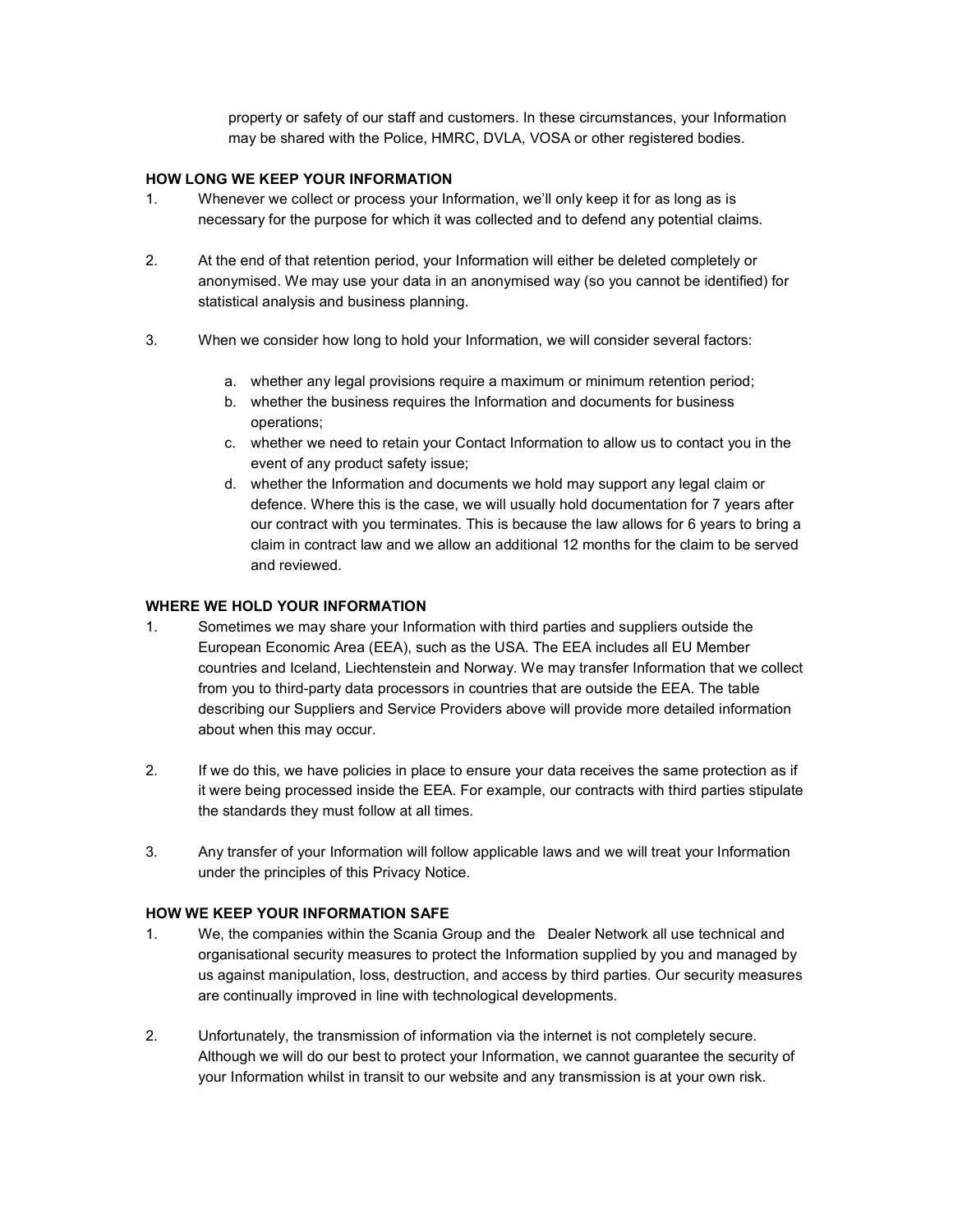property or safety of our staff and customers. In these circumstances, your Information may be shared with the Police, HMRC, DVLA, VOSA or other registered bodies.

**HOW LONG WE KEEP YOUR INFORMATION**

1. Whenever we collect or process your Information, we'll only keep it for as long as is necessary for the purpose for which it was collected and to defend any potential claims.

2. At the end of that retention period, your Information will either be deleted completely or anonymised. We may use your data in an anonymised way (so you cannot be identified) for statistical analysis and business planning.

3. When we consider how long to hold your Information, we will consider several factors:

    a. whether any legal provisions require a maximum or minimum retention period;
    b. whether the business requires the Information and documents for business operations;
    c. whether we need to retain your Contact Information to allow us to contact you in the event of any product safety issue;
    d. whether the Information and documents we hold may support any legal claim or defence. Where this is the case, we will usually hold documentation for 7 years after our contract with you terminates. This is because the law allows for 6 years to bring a claim in contract law and we allow an additional 12 months for the claim to be served and reviewed.

**WHERE WE HOLD YOUR INFORMATION**

1. Sometimes we may share your Information with third parties and suppliers outside the European Economic Area (EEA), such as the USA. The EEA includes all EU Member countries and Iceland, Liechtenstein and Norway. We may transfer Information that we collect from you to third-party data processors in countries that are outside the EEA. The table describing our Suppliers and Service Providers above will provide more detailed information about when this may occur.

2. If we do this, we have policies in place to ensure your data receives the same protection as if it were being processed inside the EEA. For example, our contracts with third parties stipulate the standards they must follow at all times.

3. Any transfer of your Information will follow applicable laws and we will treat your Information under the principles of this Privacy Notice.

**HOW WE KEEP YOUR INFORMATION SAFE**

1. We, the companies within the Scania Group and the Dealer Network all use technical and organisational security measures to protect the Information supplied by you and managed by us against manipulation, loss, destruction, and access by third parties. Our security measures are continually improved in line with technological developments.

2. Unfortunately, the transmission of information via the internet is not completely secure. Although we will do our best to protect your Information, we cannot guarantee the security of your Information whilst in transit to our website and any transmission is at your own risk.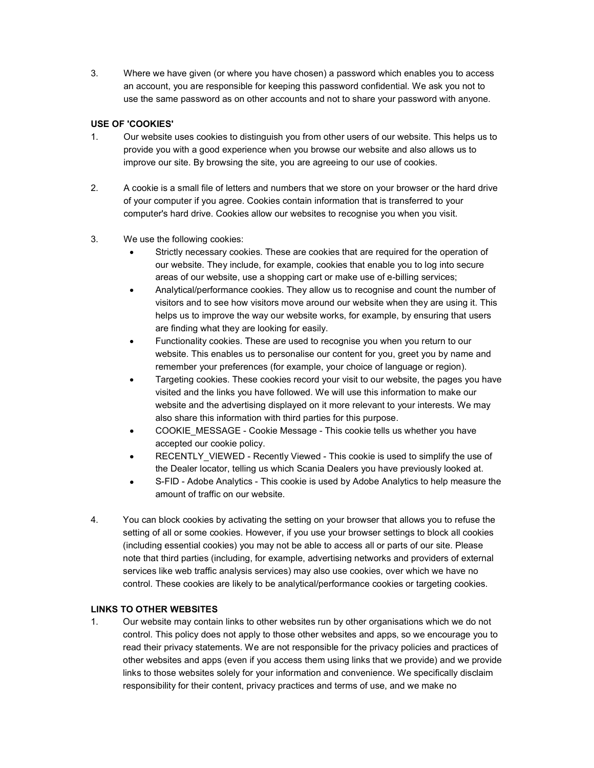3. Where we have given (or where you have chosen) a password which enables you to access an account, you are responsible for keeping this password confidential. We ask you not to use the same password as on other accounts and not to share your password with anyone.

**USE OF 'COOKIES'**

1. Our website uses cookies to distinguish you from other users of our website. This helps us to provide you with a good experience when you browse our website and also allows us to improve our site. By browsing the site, you are agreeing to our use of cookies.

2. A cookie is a small file of letters and numbers that we store on your browser or the hard drive of your computer if you agree. Cookies contain information that is transferred to your computer's hard drive. Cookies allow our websites to recognise you when you visit.

3. We use the following cookies:
    - Strictly necessary cookies. These are cookies that are required for the operation of our website. They include, for example, cookies that enable you to log into secure areas of our website, use a shopping cart or make use of e-billing services;
    - Analytical/performance cookies. They allow us to recognise and count the number of visitors and to see how visitors move around our website when they are using it. This helps us to improve the way our website works, for example, by ensuring that users are finding what they are looking for easily.
    - Functionality cookies. These are used to recognise you when you return to our website. This enables us to personalise our content for you, greet you by name and remember your preferences (for example, your choice of language or region).
    - Targeting cookies. These cookies record your visit to our website, the pages you have visited and the links you have followed. We will use this information to make our website and the advertising displayed on it more relevant to your interests. We may also share this information with third parties for this purpose.
    - COOKIE_MESSAGE - Cookie Message - This cookie tells us whether you have accepted our cookie policy.
    - RECENTLY_VIEWED - Recently Viewed - This cookie is used to simplify the use of the Dealer locator, telling us which Scania Dealers you have previously looked at.
    - S-FID - Adobe Analytics - This cookie is used by Adobe Analytics to help measure the amount of traffic on our website.

4. You can block cookies by activating the setting on your browser that allows you to refuse the setting of all or some cookies. However, if you use your browser settings to block all cookies (including essential cookies) you may not be able to access all or parts of our site. Please note that third parties (including, for example, advertising networks and providers of external services like web traffic analysis services) may also use cookies, over which we have no control. These cookies are likely to be analytical/performance cookies or targeting cookies.

**LINKS TO OTHER WEBSITES**

1. Our website may contain links to other websites run by other organisations which we do not control. This policy does not apply to those other websites and apps, so we encourage you to read their privacy statements. We are not responsible for the privacy policies and practices of other websites and apps (even if you access them using links that we provide) and we provide links to those websites solely for your information and convenience. We specifically disclaim responsibility for their content, privacy practices and terms of use, and we make no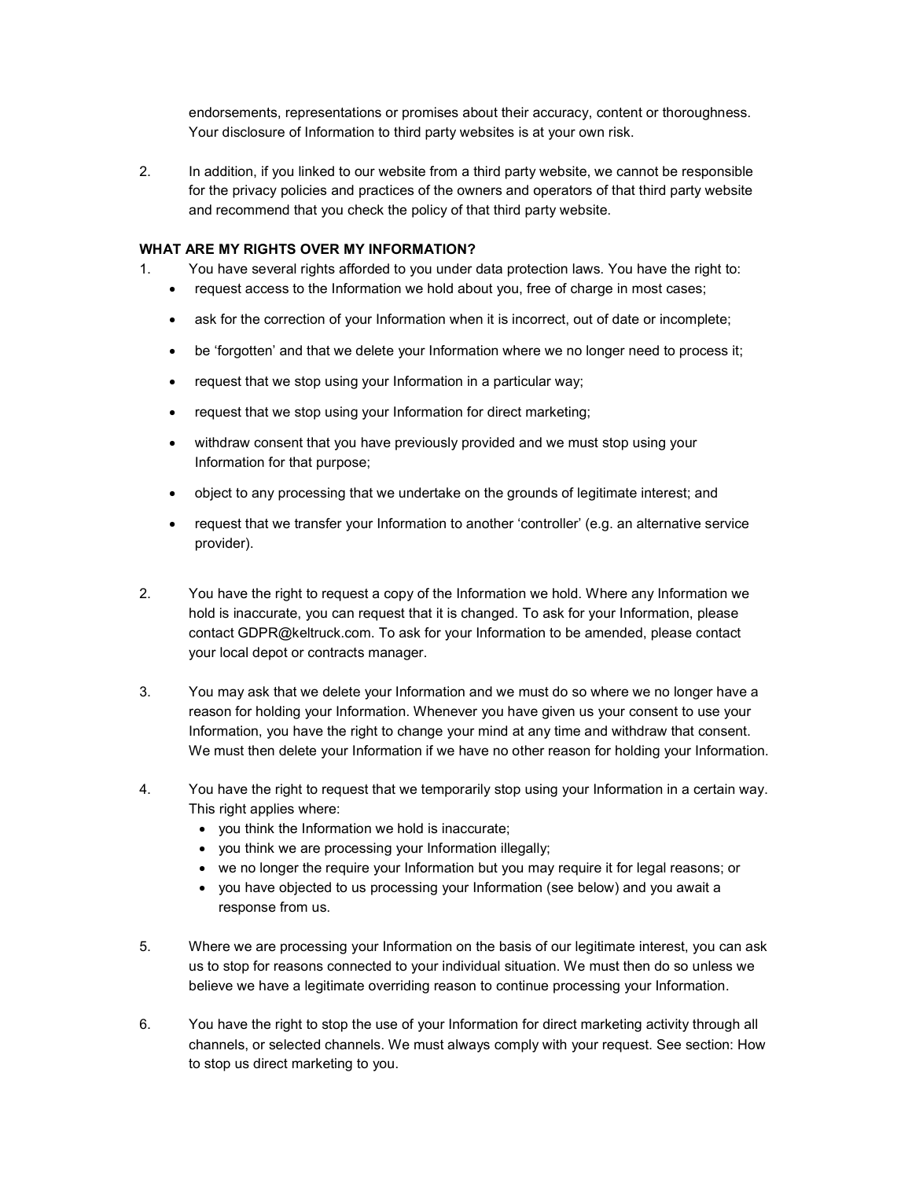endorsements, representations or promises about their accuracy, content or thoroughness. Your disclosure of Information to third party websites is at your own risk.

2. In addition, if you linked to our website from a third party website, we cannot be responsible for the privacy policies and practices of the owners and operators of that third party website and recommend that you check the policy of that third party website.

**WHAT ARE MY RIGHTS OVER MY INFORMATION?**

1. You have several rights afforded to you under data protection laws. You have the right to:
   - request access to the Information we hold about you, free of charge in most cases;
   - ask for the correction of your Information when it is incorrect, out of date or incomplete;
   - be 'forgotten' and that we delete your Information where we no longer need to process it;
   - request that we stop using your Information in a particular way;
   - request that we stop using your Information for direct marketing;
   - withdraw consent that you have previously provided and we must stop using your Information for that purpose;
   - object to any processing that we undertake on the grounds of legitimate interest; and
   - request that we transfer your Information to another 'controller' (e.g. an alternative service provider).

2. You have the right to request a copy of the Information we hold. Where any Information we hold is inaccurate, you can request that it is changed. To ask for your Information, please contact GDPR@keltruck.com. To ask for your Information to be amended, please contact your local depot or contracts manager.

3. You may ask that we delete your Information and we must do so where we no longer have a reason for holding your Information. Whenever you have given us your consent to use your Information, you have the right to change your mind at any time and withdraw that consent. We must then delete your Information if we have no other reason for holding your Information.

4. You have the right to request that we temporarily stop using your Information in a certain way. This right applies where:
   - you think the Information we hold is inaccurate;
   - you think we are processing your Information illegally;
   - we no longer the require your Information but you may require it for legal reasons; or
   - you have objected to us processing your Information (see below) and you await a response from us.

5. Where we are processing your Information on the basis of our legitimate interest, you can ask us to stop for reasons connected to your individual situation. We must then do so unless we believe we have a legitimate overriding reason to continue processing your Information.

6. You have the right to stop the use of your Information for direct marketing activity through all channels, or selected channels. We must always comply with your request. See section: How to stop us direct marketing to you.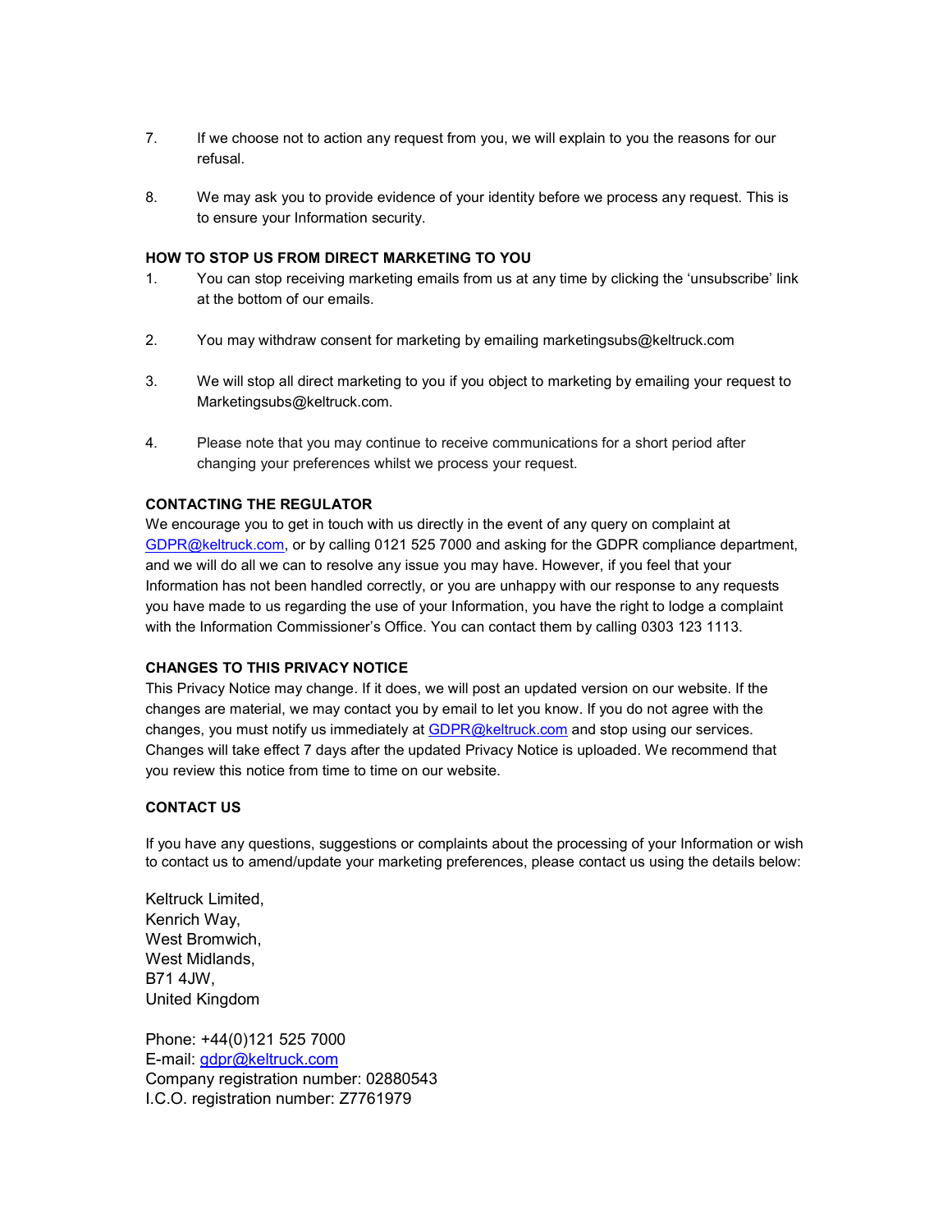7. If we choose not to action any request from you, we will explain to you the reasons for our refusal.

8. We may ask you to provide evidence of your identity before we process any request. This is to ensure your Information security.

**HOW TO STOP US FROM DIRECT MARKETING TO YOU**

1. You can stop receiving marketing emails from us at any time by clicking the 'unsubscribe' link at the bottom of our emails.

2. You may withdraw consent for marketing by emailing marketingsubs@keltruck.com

3. We will stop all direct marketing to you if you object to marketing by emailing your request to Marketingsubs@keltruck.com.

4. Please note that you may continue to receive communications for a short period after changing your preferences whilst we process your request.

**CONTACTING THE REGULATOR**

We encourage you to get in touch with us directly in the event of any query on complaint at GDPR@keltruck.com, or by calling 0121 525 7000 and asking for the GDPR compliance department, and we will do all we can to resolve any issue you may have. However, if you feel that your Information has not been handled correctly, or you are unhappy with our response to any requests you have made to us regarding the use of your Information, you have the right to lodge a complaint with the Information Commissioner's Office. You can contact them by calling 0303 123 1113.

**CHANGES TO THIS PRIVACY NOTICE**

This Privacy Notice may change. If it does, we will post an updated version on our website. If the changes are material, we may contact you by email to let you know. If you do not agree with the changes, you must notify us immediately at GDPR@keltruck.com and stop using our services. Changes will take effect 7 days after the updated Privacy Notice is uploaded. We recommend that you review this notice from time to time on our website.

**CONTACT US**

If you have any questions, suggestions or complaints about the processing of your Information or wish to contact us to amend/update your marketing preferences, please contact us using the details below:

Keltruck Limited,
Kenrich Way,
West Bromwich,
West Midlands,
B71 4JW,
United Kingdom

Phone: +44(0)121 525 7000
E-mail: gdpr@keltruck.com
Company registration number: 02880543
I.C.O. registration number: Z7761979